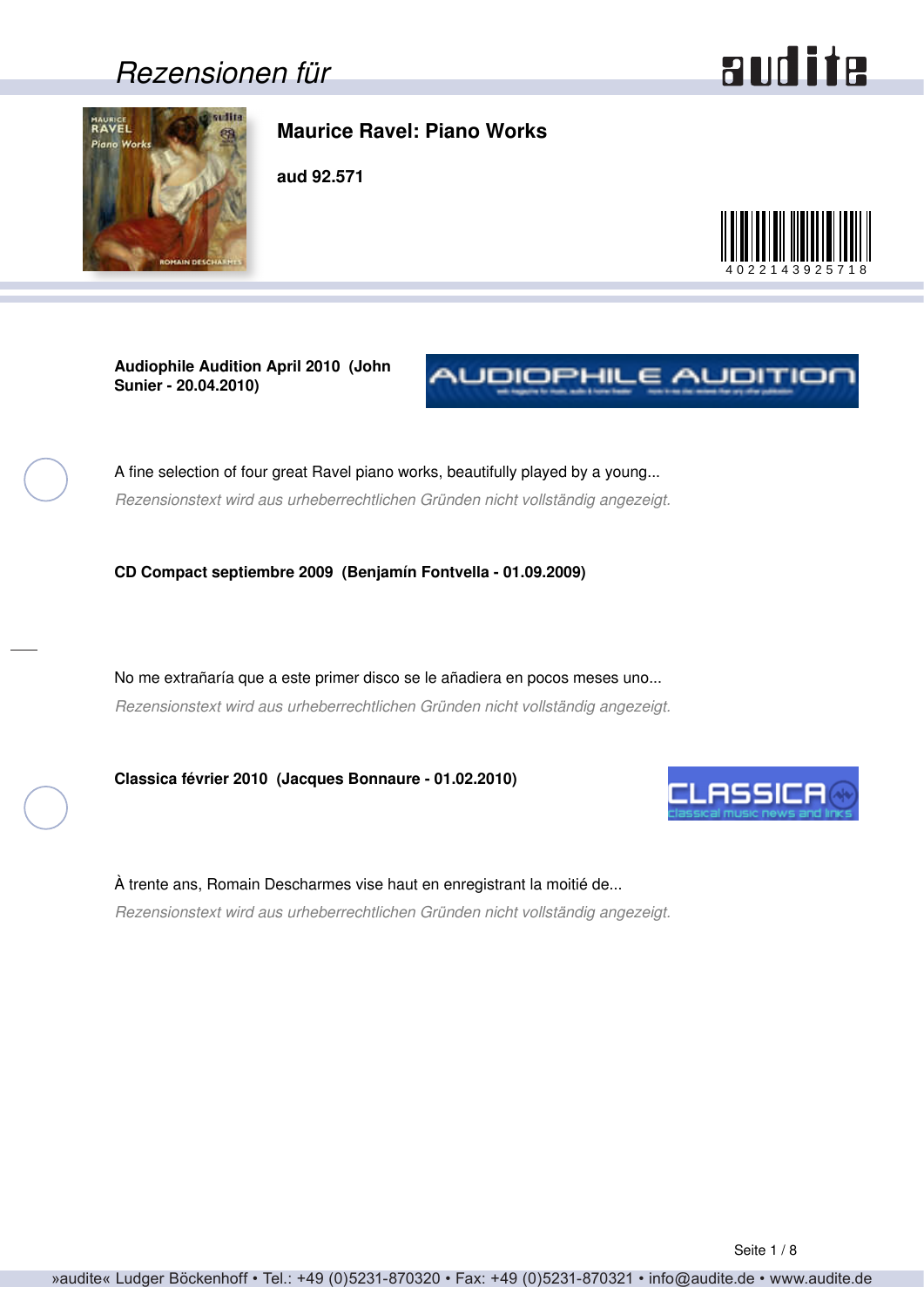# Rezensionen für

## Maurice Ravel: Piano Works

**aud 92.571**

4022143925718

**Audiophile Audition April 2010 (John Sunier - 20.04.2010)**

A fine selection of four great Ravel piano works, beautifully played by a young...

*Rezensionstext wird aus urheberrechtlichen Gründen nicht vollständig angezeigt.*

**CD Compact septiembre 2009 (Benjamín Fontvella - 01.09.2009)**

No me extrañaría que a este primer disco se le añadiera en pocos meses uno...

*Rezensionstext wird aus urheberrechtlichen Gründen nicht vollständig angezeigt.*

**Classica février 2010 (Jacques Bonnaure - 01.02.2010)**

À trente ans, Romain Descharmes vise haut en enregistrant la moitié de...

*Rezensionstext wird aus urheberrechtlichen Gründen nicht vollständig angezeigt.*

»audite« Ludger Böckenhoff • Tel.: +49 (0)5231-870320 • Fax: +49 (0)5231-870321 • info@audite.de • www.audite.de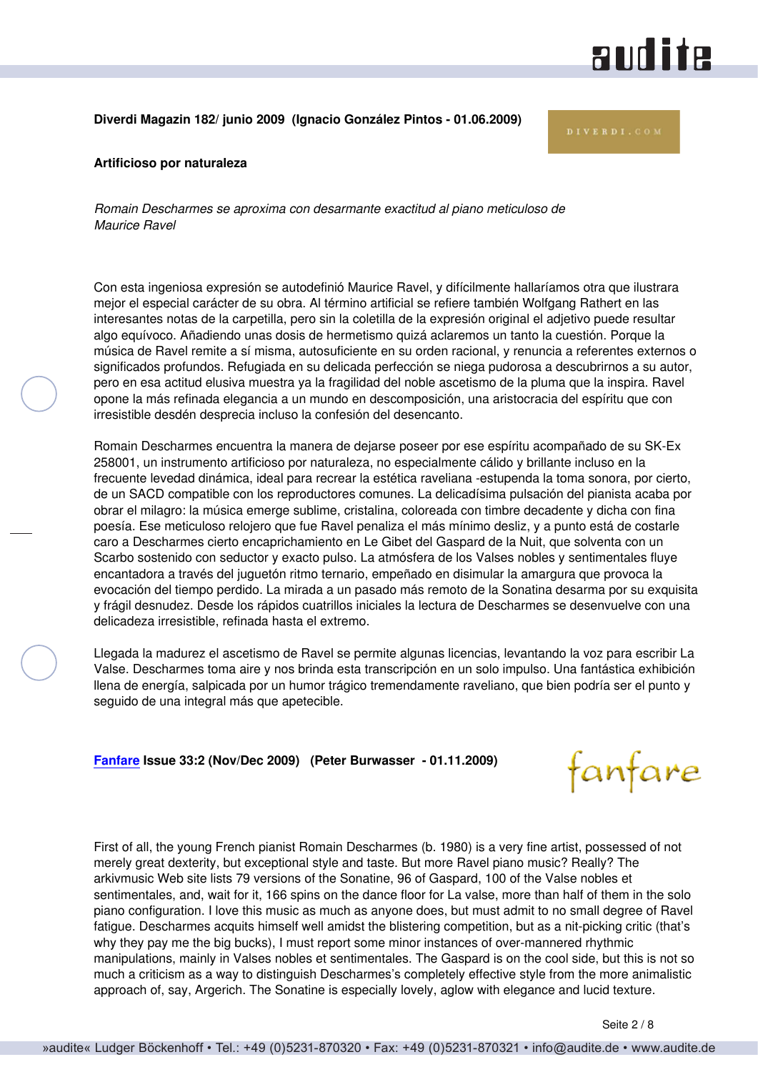**Diverdi Magazin 182/ junio 2009 (Ignacio González Pintos - 01.06.2009)**

**Artificioso por naturaleza**

*Romain Descharmes se aproxima con desarmante exactitud al piano meticuloso de Maurice Ravel*

Con esta ingeniosa expresión se autodefinió Maurice Ravel, y difícilmente hallaríamos otra que ilustrara mejor el especial carácter de su obra. Al término artificial se refiere también Wolfgang Rathert en las interesantes notas de la carpetilla, pero sin la coletilla de la expresión original el adjetivo puede resultar algo equívoco. Añadiendo unas dosis de hermetismo quizá aclaremos un tanto la cuestión. Porque la música de Ravel remite a sí misma, autosuficiente en su orden racional, y renuncia a referentes externos o significados profundos. Refugiada en su delicada perfección se niega pudorosa a descubrirnos a su autor, pero en esa actitud elusiva muestra ya la fragilidad del noble ascetismo de la pluma que la inspira. Ravel opone la más refinada elegancia a un mundo en descomposición, una aristocracia del espíritu que con irresistible desdén desprecia incluso la confesión del desencanto.

Romain Descharmes encuentra la manera de dejarse poseer por ese espíritu acompañado de su SK-Ex 258001, un instrumento artificioso por naturaleza, no especialmente cálido y brillante incluso en la frecuente levedad dinámica, ideal para recrear la estética raveliana -estupenda la toma sonora, por cierto, de un SACD compatible con los reproductores comunes. La delicadísima pulsación del pianista acaba por obrar el milagro: la música emerge sublime, cristalina, coloreada con timbre decadente y dicha con fina poesía. Ese meticuloso relojero que fue Ravel penaliza el más mínimo desliz, y a punto está de costarle caro a Descharmes cierto encaprichamiento en Le Gibet del Gaspard de la Nuit, que solventa con un Scarbo sostenido con seductor y exacto pulso. La atmósfera de los Valses nobles y sentimentales fluye encantadora a través del juguetón ritmo ternario, empeñado en disimular la amargura que provoca la evocación del tiempo perdido. La mirada a un pasado más remoto de la Sonatina desarma por su exquisita y frágil desnudez. Desde los rápidos cuatrillos iniciales la lectura de Descharmes se desenvuelve con una delicadeza irresistible, refinada hasta el extremo.

Llegada la madurez el ascetismo de Ravel se permite algunas licencias, levantando la voz para escribir La Valse. Descharmes toma aire y nos brinda esta transcripción en un solo impulso. Una fantástica exhibición llena de energía, salpicada por un humor trágico tremendamente raveliano, que bien podría ser el punto y seguido de una integral más que apetecible.

**Fanfare Issue 33:2 (Nov/Dec 2009) (Peter Burwasser - 01.11.2009)**

First of all, the young French pianist Romain Descharmes (b. 1980) is a very fine artist, possessed of not merely great dexterity, but exceptional style and taste. But more Ravel piano music? Really? The arkivmusic Web site lists 79 versions of the Sonatine, 96 of Gaspard, 100 of the Valse nobles et sentimentales, and, wait for it, 166 spins on the dance floor for La valse, more than half of them in the solo piano configuration. I love this music as much as anyone does, but must admit to no small degree of Ravel fatigue. Descharmes acquits himself well amidst the blistering competition, but as a nit-picking critic (that's why they pay me the big bucks), I must report some minor instances of over-mannered rhythmic manipulations, mainly in Valses nobles et sentimentales. The Gaspard is on the cool side, but this is not so much a criticism as a way to distinguish Descharmes's completely effective style from the more animalistic approach of, say, Argerich. The Sonatine is especially lovely, aglow with elegance and lucid texture.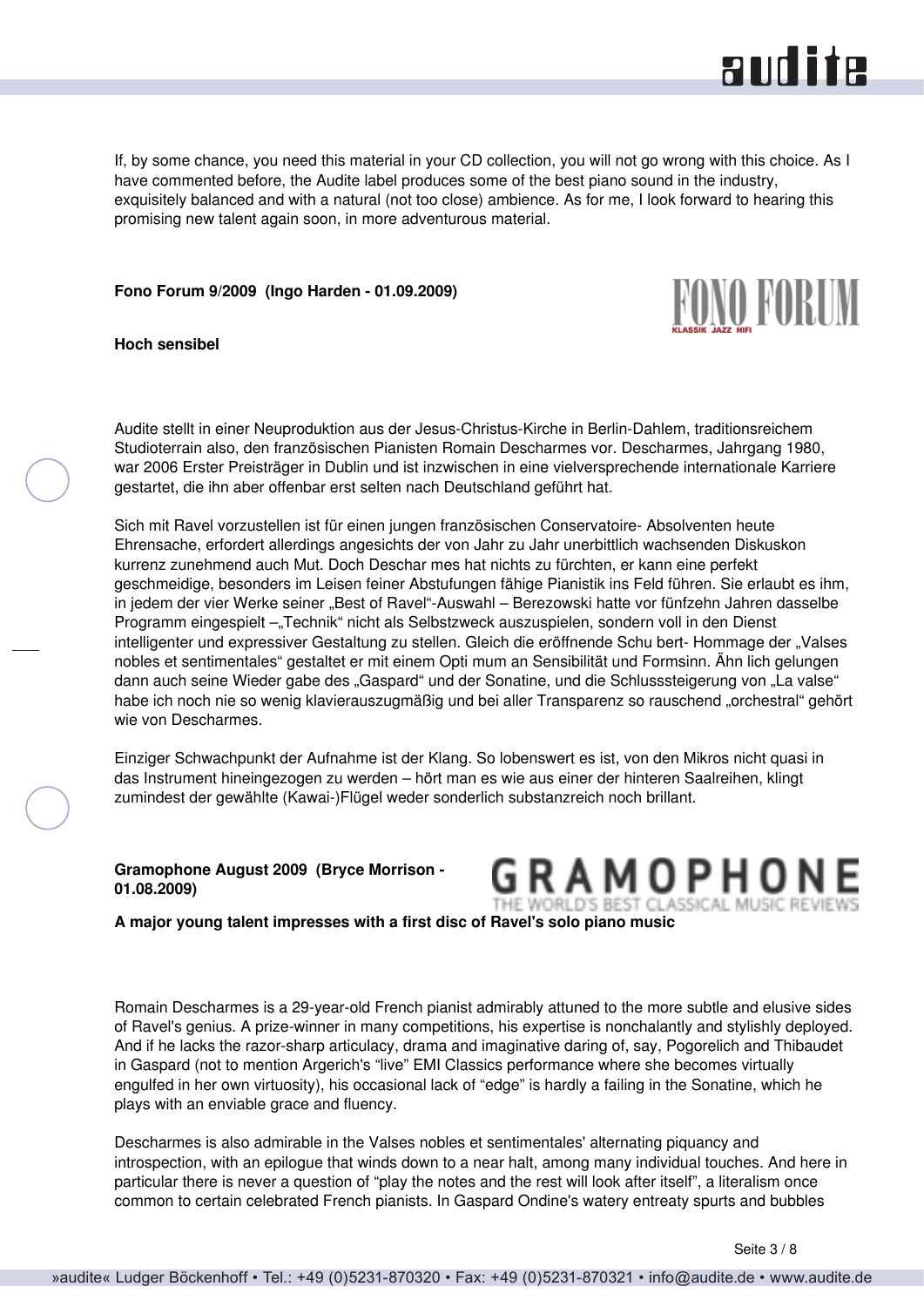If, by some chance, you need this material in your CD collection, you will not go wrong with this choice. As I have commented before, the Audite label produces some of the best piano sound in the industry, exquisitely balanced and with a natural (not too close) ambience. As for me, I look forward to hearing this promising new talent again soon, in more adventurous material.

**Fono Forum 9/2009 (Ingo Harden - 01.09.2009)**

**Hoch sensibel**

Audite stellt in einer Neuproduktion aus der Jesus-Christus-Kirche in Berlin-Dahlem, traditionsreichem Studioterrain also, den französischen Pianisten Romain Descharmes vor. Descharmes, Jahrgang 1980, war 2006 Erster Preisträger in Dublin und ist inzwischen in eine vielversprechende internationale Karriere gestartet, die ihn aber offenbar erst selten nach Deutschland geführt hat.

Sich mit Ravel vorzustellen ist für einen jungen französischen Conservatoire- Absolventen heute Ehrensache, erfordert allerdings angesichts der von Jahr zu Jahr unerbittlich wachsenden Diskuskon kurrenz zunehmend auch Mut. Doch Deschar mes hat nichts zu fürchten, er kann eine perfekt geschmeidige, besonders im Leisen feiner Abstufungen fähige Pianistik ins Feld führen. Sie erlaubt es ihm, in jedem der vier Werke seiner „Best of Ravel"-Auswahl – Berezowski hatte vor fünfzehn Jahren dasselbe Programm eingespielt –„Technik" nicht als Selbstzweck auszuspielen, sondern voll in den Dienst intelligenter und expressiver Gestaltung zu stellen. Gleich die eröffnende Schu bert- Hommage der „Valses nobles et sentimentales" gestaltet er mit einem Opti mum an Sensibilität und Formsinn. Ähn lich gelungen dann auch seine Wieder gabe des „Gaspard" und der Sonatine, und die Schlusssteigerung von „La valse" habe ich noch nie so wenig klavierauszugmäßig und bei aller Transparenz so rauschend „orchestral" gehört wie von Descharmes.

Einziger Schwachpunkt der Aufnahme ist der Klang. So lobenswert es ist, von den Mikros nicht quasi in das Instrument hineingezogen zu werden – hört man es wie aus einer der hinteren Saalreihen, klingt zumindest der gewählte (Kawai-)Flügel weder sonderlich substanzreich noch brillant.

**Gramophone August 2009 (Bryce Morrison - 01.08.2009)**

**A major young talent impresses with a first disc of Ravel's solo piano music**

Romain Descharmes is a 29-year-old French pianist admirably attuned to the more subtle and elusive sides of Ravel's genius. A prize-winner in many competitions, his expertise is nonchalantly and stylishly deployed. And if he lacks the razor-sharp articulacy, drama and imaginative daring of, say, Pogorelich and Thibaudet in Gaspard (not to mention Argerich's "live" EMI Classics performance where she becomes virtually engulfed in her own virtuosity), his occasional lack of "edge" is hardly a failing in the Sonatine, which he plays with an enviable grace and fluency.

Descharmes is also admirable in the Valses nobles et sentimentales' alternating piquancy and introspection, with an epilogue that winds down to a near halt, among many individual touches. And here in particular there is never a question of "play the notes and the rest will look after itself", a literalism once common to certain celebrated French pianists. In Gaspard Ondine's watery entreaty spurts and bubbles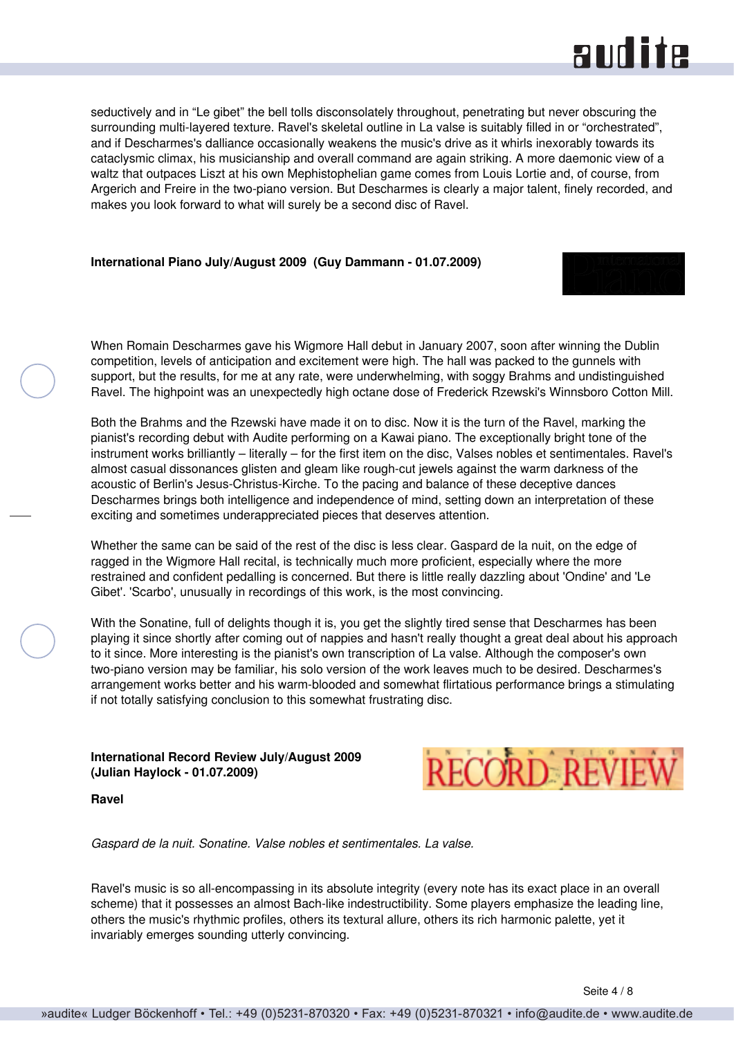seductively and in “Le gibet” the bell tolls disconsolately throughout, penetrating but never obscuring the surrounding multi-layered texture. Ravel's skeletal outline in La valse is suitably filled in or “orchestrated”, and if Descharmes's dalliance occasionally weakens the music's drive as it whirls inexorably towards its cataclysmic climax, his musicianship and overall command are again striking. A more daemonic view of a waltz that outpaces Liszt at his own Mephistophelian game comes from Louis Lortie and, of course, from Argerich and Freire in the two-piano version. But Descharmes is clearly a major talent, finely recorded, and makes you look forward to what will surely be a second disc of Ravel.

**International Piano July/August 2009 (Guy Dammann - 01.07.2009)**

When Romain Descharmes gave his Wigmore Hall debut in January 2007, soon after winning the Dublin competition, levels of anticipation and excitement were high. The hall was packed to the gunnels with support, but the results, for me at any rate, were underwhelming, with soggy Brahms and undistinguished Ravel. The highpoint was an unexpectedly high octane dose of Frederick Rzewski's Winnsboro Cotton Mill.

Both the Brahms and the Rzewski have made it on to disc. Now it is the turn of the Ravel, marking the pianist's recording debut with Audite performing on a Kawai piano. The exceptionally bright tone of the instrument works brilliantly – literally – for the first item on the disc, Valses nobles et sentimentales. Ravel's almost casual dissonances glisten and gleam like rough-cut jewels against the warm darkness of the acoustic of Berlin's Jesus-Christus-Kirche. To the pacing and balance of these deceptive dances Descharmes brings both intelligence and independence of mind, setting down an interpretation of these exciting and sometimes underappreciated pieces that deserves attention.

Whether the same can be said of the rest of the disc is less clear. Gaspard de la nuit, on the edge of ragged in the Wigmore Hall recital, is technically much more proficient, especially where the more restrained and confident pedalling is concerned. But there is little really dazzling about 'Ondine' and 'Le Gibet'. 'Scarbo', unusually in recordings of this work, is the most convincing.

With the Sonatine, full of delights though it is, you get the slightly tired sense that Descharmes has been playing it since shortly after coming out of nappies and hasn't really thought a great deal about his approach to it since. More interesting is the pianist's own transcription of La valse. Although the composer's own two-piano version may be familiar, his solo version of the work leaves much to be desired. Descharmes's arrangement works better and his warm-blooded and somewhat flirtatious performance brings a stimulating if not totally satisfying conclusion to this somewhat frustrating disc.

**International Record Review July/August 2009 (Julian Haylock - 01.07.2009)**

**Ravel**

*Gaspard de la nuit. Sonatine. Valse nobles et sentimentales. La valse.*

Ravel's music is so all-encompassing in its absolute integrity (every note has its exact place in an overall scheme) that it possesses an almost Bach-like indestructibility. Some players emphasize the leading line, others the music's rhythmic profiles, others its textural allure, others its rich harmonic palette, yet it invariably emerges sounding utterly convincing.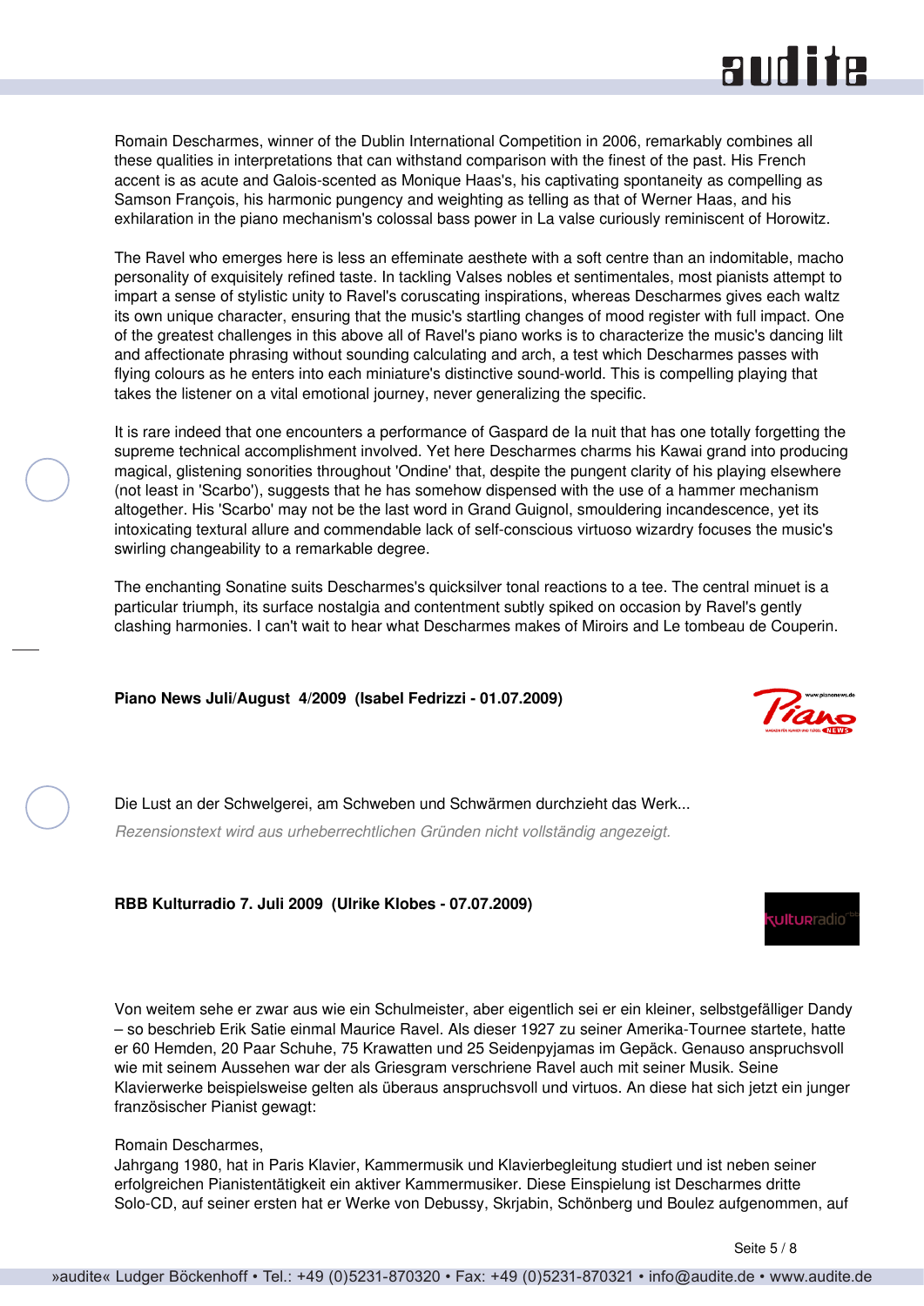Romain Descharmes, winner of the Dublin International Competition in 2006, remarkably combines all these qualities in interpretations that can withstand comparison with the finest of the past. His French accent is as acute and Galois-scented as Monique Haas's, his captivating spontaneity as compelling as Samson François, his harmonic pungency and weighting as telling as that of Werner Haas, and his exhilaration in the piano mechanism's colossal bass power in La valse curiously reminiscent of Horowitz.

The Ravel who emerges here is less an effeminate aesthete with a soft centre than an indomitable, macho personality of exquisitely refined taste. In tackling Valses nobles et sentimentales, most pianists attempt to impart a sense of stylistic unity to Ravel's coruscating inspirations, whereas Descharmes gives each waltz its own unique character, ensuring that the music's startling changes of mood register with full impact. One of the greatest challenges in this above all of Ravel's piano works is to characterize the music's dancing lilt and affectionate phrasing without sounding calculating and arch, a test which Descharmes passes with flying colours as he enters into each miniature's distinctive sound-world. This is compelling playing that takes the listener on a vital emotional journey, never generalizing the specific.

It is rare indeed that one encounters a performance of Gaspard de la nuit that has one totally forgetting the supreme technical accomplishment involved. Yet here Descharmes charms his Kawai grand into producing magical, glistening sonorities throughout 'Ondine' that, despite the pungent clarity of his playing elsewhere (not least in 'Scarbo'), suggests that he has somehow dispensed with the use of a hammer mechanism altogether. His 'Scarbo' may not be the last word in Grand Guignol, smouldering incandescence, yet its intoxicating textural allure and commendable lack of self-conscious virtuoso wizardry focuses the music's swirling changeability to a remarkable degree.

The enchanting Sonatine suits Descharmes's quicksilver tonal reactions to a tee. The central minuet is a particular triumph, its surface nostalgia and contentment subtly spiked on occasion by Ravel's gently clashing harmonies. I can't wait to hear what Descharmes makes of Miroirs and Le tombeau de Couperin.

**Piano News Juli/August 4/2009 (Isabel Fedrizzi - 01.07.2009)**

Die Lust an der Schwelgerei, am Schweben und Schwärmen durchzieht das Werk...

*Rezensionstext wird aus urheberrechtlichen Gründen nicht vollständig angezeigt.*

**RBB Kulturradio 7. Juli 2009 (Ulrike Klobes - 07.07.2009)**

Von weitem sehe er zwar aus wie ein Schulmeister, aber eigentlich sei er ein kleiner, selbstgefälliger Dandy – so beschrieb Erik Satie einmal Maurice Ravel. Als dieser 1927 zu seiner Amerika-Tournee startete, hatte er 60 Hemden, 20 Paar Schuhe, 75 Krawatten und 25 Seidenpyjamas im Gepäck. Genauso anspruchsvoll wie mit seinem Aussehen war der als Griesgram verschriene Ravel auch mit seiner Musik. Seine Klavierwerke beispielsweise gelten als überaus anspruchsvoll und virtuos. An diese hat sich jetzt ein junger französischer Pianist gewagt:

Romain Descharmes,
Jahrgang 1980, hat in Paris Klavier, Kammermusik und Klavierbegleitung studiert und ist neben seiner erfolgreichen Pianistentätigkeit ein aktiver Kammermusiker. Diese Einspielung ist Descharmes dritte Solo-CD, auf seiner ersten hat er Werke von Debussy, Skrjabin, Schönberg und Boulez aufgenommen, auf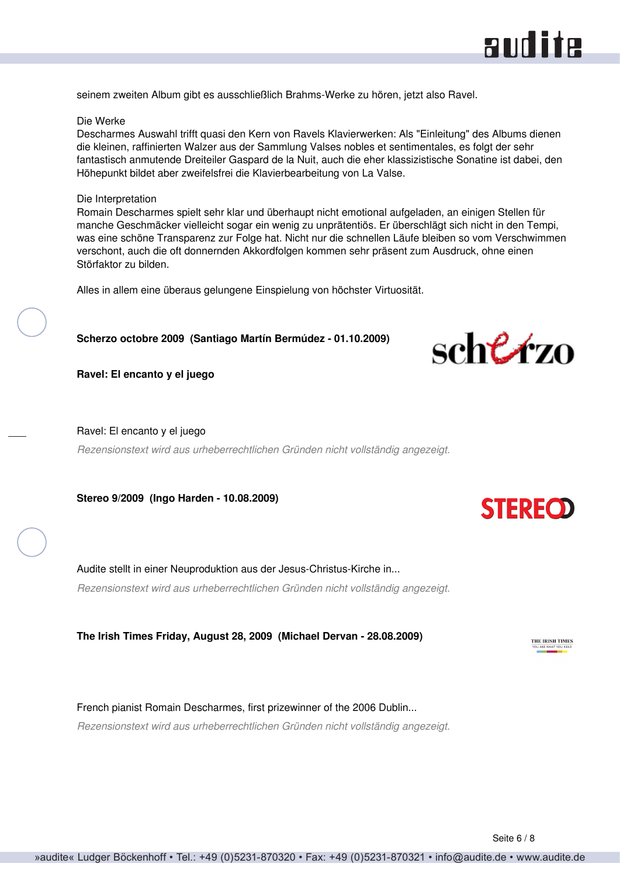seinem zweiten Album gibt es ausschließlich Brahms-Werke zu hören, jetzt also Ravel.

Die Werke
Descharmes Auswahl trifft quasi den Kern von Ravels Klavierwerken: Als "Einleitung" des Albums dienen die kleinen, raffinierten Walzer aus der Sammlung Valses nobles et sentimentales, es folgt der sehr fantastisch anmutende Dreiteiler Gaspard de la Nuit, auch die eher klassizistische Sonatine ist dabei, den Höhepunkt bildet aber zweifelsfrei die Klavierbearbeitung von La Valse.

Die Interpretation
Romain Descharmes spielt sehr klar und überhaupt nicht emotional aufgeladen, an einigen Stellen für manche Geschmäcker vielleicht sogar ein wenig zu unprätentiös. Er überschlägt sich nicht in den Tempi, was eine schöne Transparenz zur Folge hat. Nicht nur die schnellen Läufe bleiben so vom Verschwimmen verschont, auch die oft donnernden Akkordfolgen kommen sehr präsent zum Ausdruck, ohne einen Störfaktor zu bilden.

Alles in allem eine überaus gelungene Einspielung von höchster Virtuosität.

**Scherzo octobre 2009 (Santiago Martín Bermúdez - 01.10.2009)**

**Ravel: El encanto y el juego**

Ravel: El encanto y el juego

*Rezensionstext wird aus urheberrechtlichen Gründen nicht vollständig angezeigt.*

**Stereo 9/2009 (Ingo Harden - 10.08.2009)**

Audite stellt in einer Neuproduktion aus der Jesus-Christus-Kirche in...

*Rezensionstext wird aus urheberrechtlichen Gründen nicht vollständig angezeigt.*

**The Irish Times Friday, August 28, 2009 (Michael Dervan - 28.08.2009)**

French pianist Romain Descharmes, first prizewinner of the 2006 Dublin...

*Rezensionstext wird aus urheberrechtlichen Gründen nicht vollständig angezeigt.*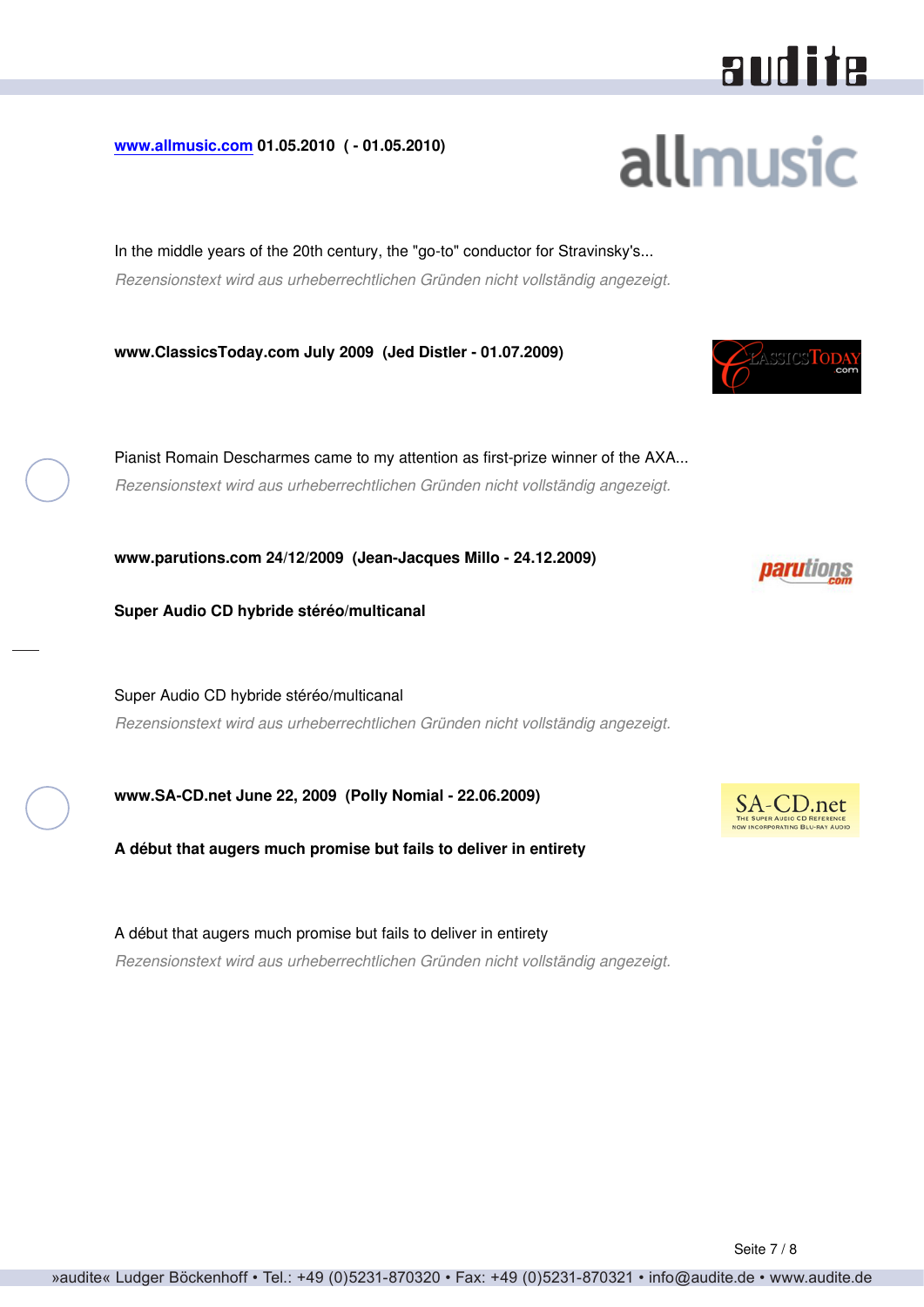**[www.allmusic.com](http://www.allmusic.com) 01.05.2010 ( - 01.05.2010)**

In the middle years of the 20th century, the "go-to" conductor for Stravinsky's...

*Rezensionstext wird aus urheberrechtlichen Gründen nicht vollständig angezeigt.*

**www.ClassicsToday.com July 2009 (Jed Distler - 01.07.2009)**

Pianist Romain Descharmes came to my attention as first-prize winner of the AXA...

*Rezensionstext wird aus urheberrechtlichen Gründen nicht vollständig angezeigt.*

**www.parutions.com 24/12/2009 (Jean-Jacques Millo - 24.12.2009)**

**Super Audio CD hybride stéréo/multicanal**

Super Audio CD hybride stéréo/multicanal

*Rezensionstext wird aus urheberrechtlichen Gründen nicht vollständig angezeigt.*

**www.SA-CD.net June 22, 2009 (Polly Nomial - 22.06.2009)**

**A début that augers much promise but fails to deliver in entirety**

A début that augers much promise but fails to deliver in entirety

*Rezensionstext wird aus urheberrechtlichen Gründen nicht vollständig angezeigt.*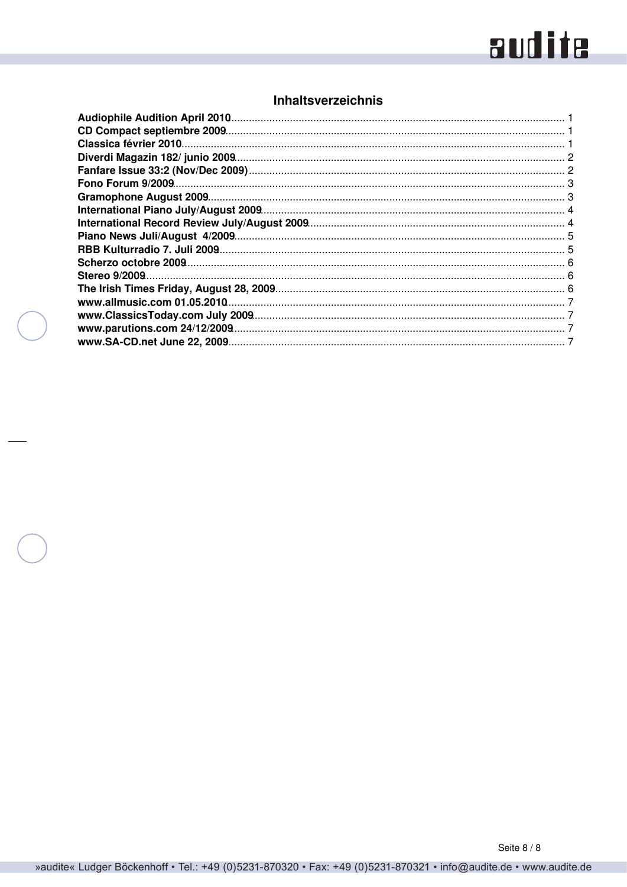## Inhaltsverzeichnis

**Audiophile Audition April 2010** ........ 1
**CD Compact septiembre 2009** ........ 1
**Classica février 2010** ........ 1
**Diverdi Magazin 182/ junio 2009** ........ 2
**Fanfare Issue 33:2 (Nov/Dec 2009)** ........ 2
**Fono Forum 9/2009** ........ 3
**Gramophone August 2009** ........ 3
**International Piano July/August 2009** ........ 4
**International Record Review July/August 2009** ........ 4
**Piano News Juli/August 4/2009** ........ 5
**RBB Kulturradio 7. Juli 2009** ........ 5
**Scherzo octobre 2009** ........ 6
**Stereo 9/2009** ........ 6
**The Irish Times Friday, August 28, 2009** ........ 6
**www.allmusic.com 01.05.2010** ........ 7
**www.ClassicsToday.com July 2009** ........ 7
**www.parutions.com 24/12/2009** ........ 7
**www.SA-CD.net June 22, 2009** ........ 7